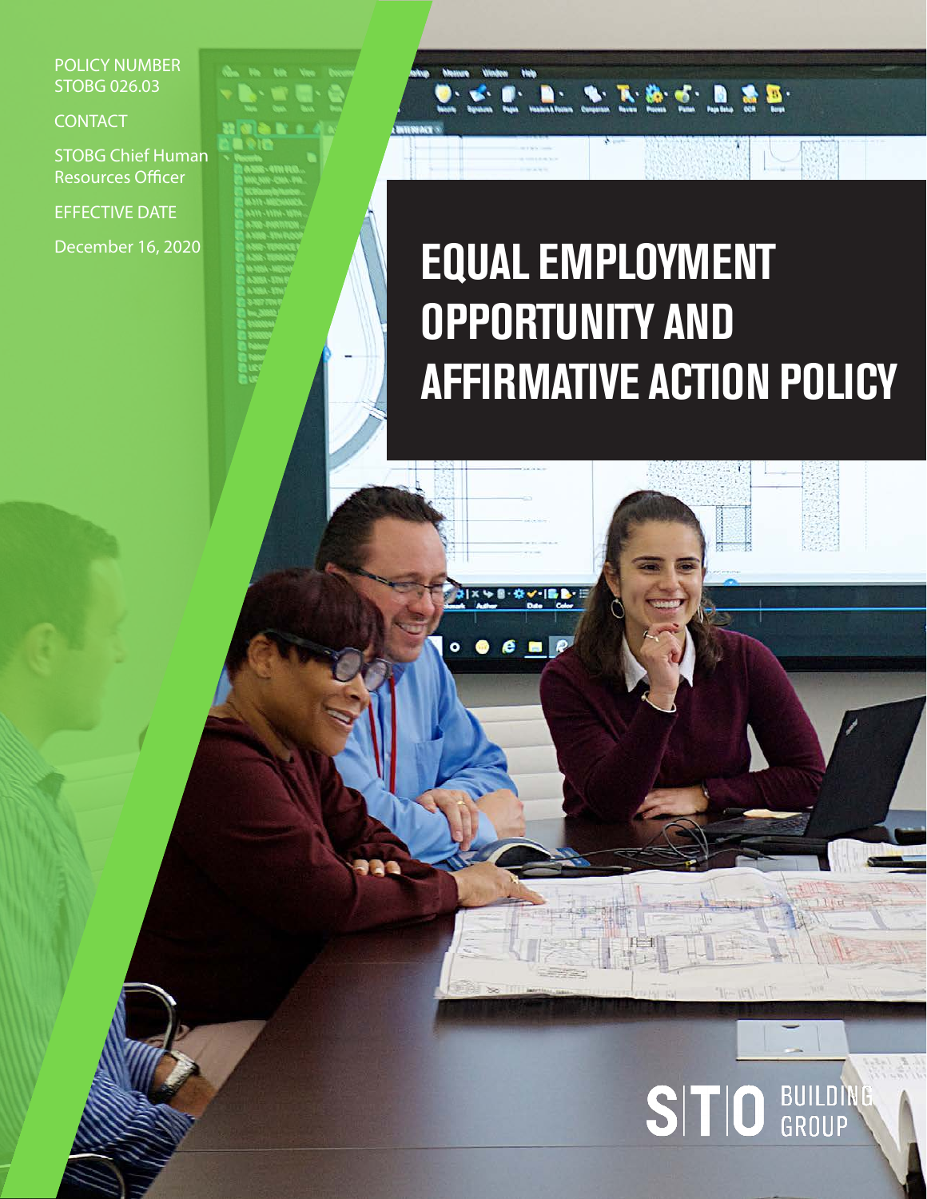POLICY NUMBER
STOBG 026.03

CONTACT

STOBG Chief Human Resources Officer

EFFECTIVE DATE

December 16, 2020

# EQUAL EMPLOYMENT OPPORTUNITY AND AFFIRMATIVE ACTION POLICY

STO BUILDING GROUP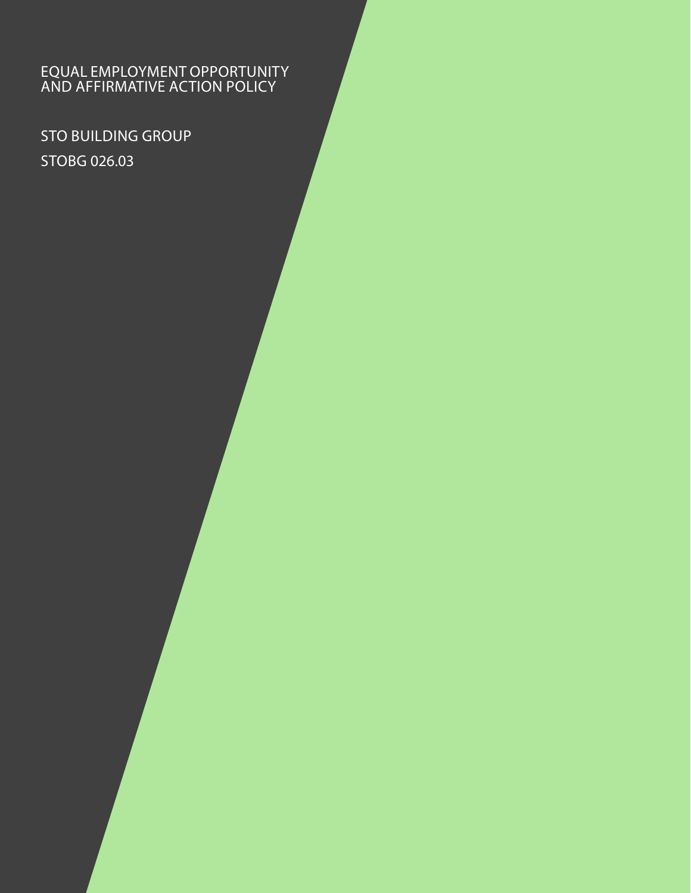# EQUAL EMPLOYMENT OPPORTUNITY AND AFFIRMATIVE ACTION POLICY

STO BUILDING GROUP

STOBG 026.03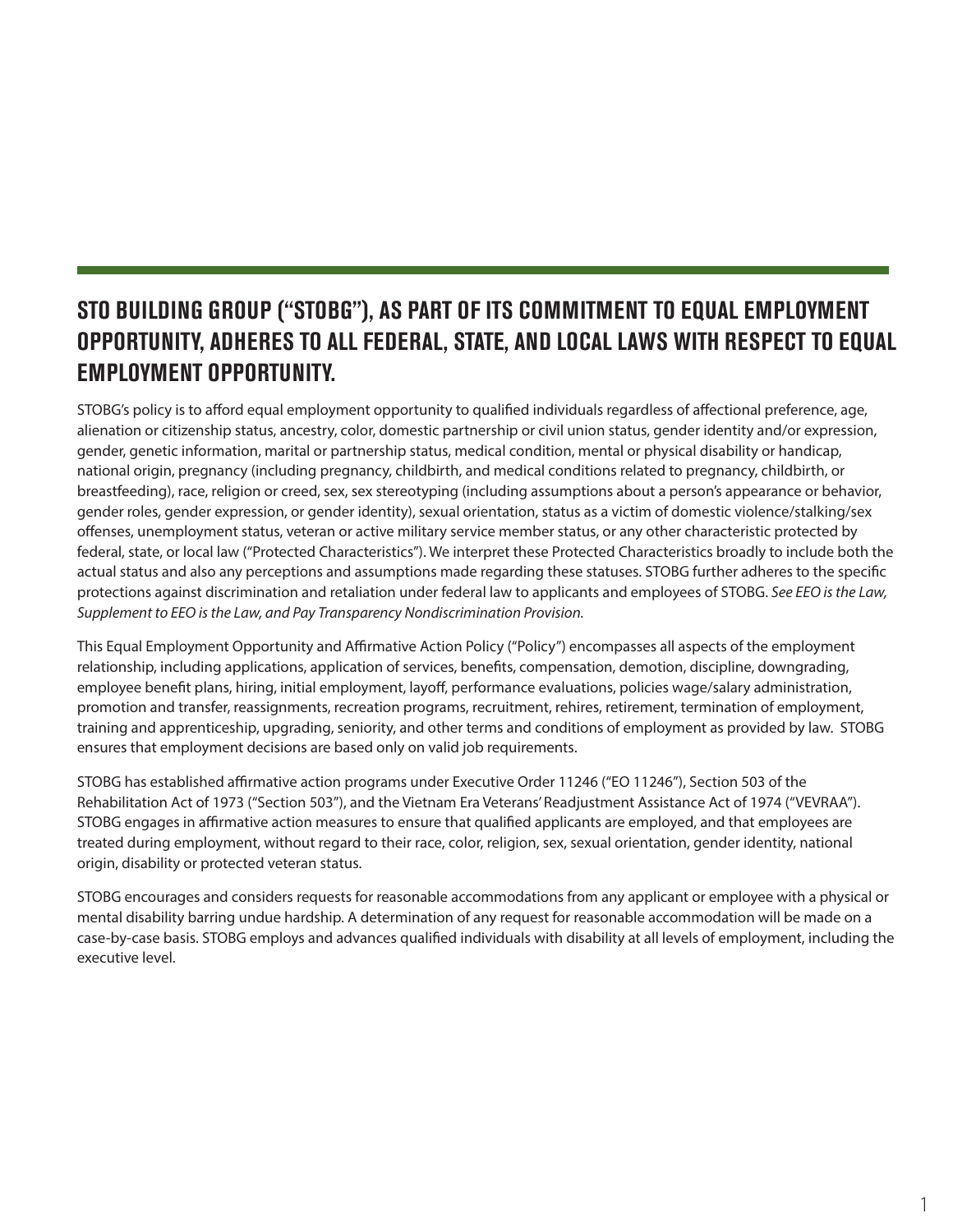## STO BUILDING GROUP (“STOBG”), AS PART OF ITS COMMITMENT TO EQUAL EMPLOYMENT OPPORTUNITY, ADHERES TO ALL FEDERAL, STATE, AND LOCAL LAWS WITH RESPECT TO EQUAL EMPLOYMENT OPPORTUNITY.

STOBG’s policy is to afford equal employment opportunity to qualified individuals regardless of affectional preference, age, alienation or citizenship status, ancestry, color, domestic partnership or civil union status, gender identity and/or expression, gender, genetic information, marital or partnership status, medical condition, mental or physical disability or handicap, national origin, pregnancy (including pregnancy, childbirth, and medical conditions related to pregnancy, childbirth, or breastfeeding), race, religion or creed, sex, sex stereotyping (including assumptions about a person’s appearance or behavior, gender roles, gender expression, or gender identity), sexual orientation, status as a victim of domestic violence/stalking/sex offenses, unemployment status, veteran or active military service member status, or any other characteristic protected by federal, state, or local law (“Protected Characteristics”). We interpret these Protected Characteristics broadly to include both the actual status and also any perceptions and assumptions made regarding these statuses. STOBG further adheres to the specific protections against discrimination and retaliation under federal law to applicants and employees of STOBG. *See EEO is the Law, Supplement to EEO is the Law, and Pay Transparency Nondiscrimination Provision.*

This Equal Employment Opportunity and Affirmative Action Policy (“Policy”) encompasses all aspects of the employment relationship, including applications, application of services, benefits, compensation, demotion, discipline, downgrading, employee benefit plans, hiring, initial employment, layoff, performance evaluations, policies wage/salary administration, promotion and transfer, reassignments, recreation programs, recruitment, rehires, retirement, termination of employment, training and apprenticeship, upgrading, seniority, and other terms and conditions of employment as provided by law. STOBG ensures that employment decisions are based only on valid job requirements.

STOBG has established affirmative action programs under Executive Order 11246 (“EO 11246”), Section 503 of the Rehabilitation Act of 1973 (“Section 503”), and the Vietnam Era Veterans’ Readjustment Assistance Act of 1974 (“VEVRAA”). STOBG engages in affirmative action measures to ensure that qualified applicants are employed, and that employees are treated during employment, without regard to their race, color, religion, sex, sexual orientation, gender identity, national origin, disability or protected veteran status.

STOBG encourages and considers requests for reasonable accommodations from any applicant or employee with a physical or mental disability barring undue hardship. A determination of any request for reasonable accommodation will be made on a case-by-case basis. STOBG employs and advances qualified individuals with disability at all levels of employment, including the executive level.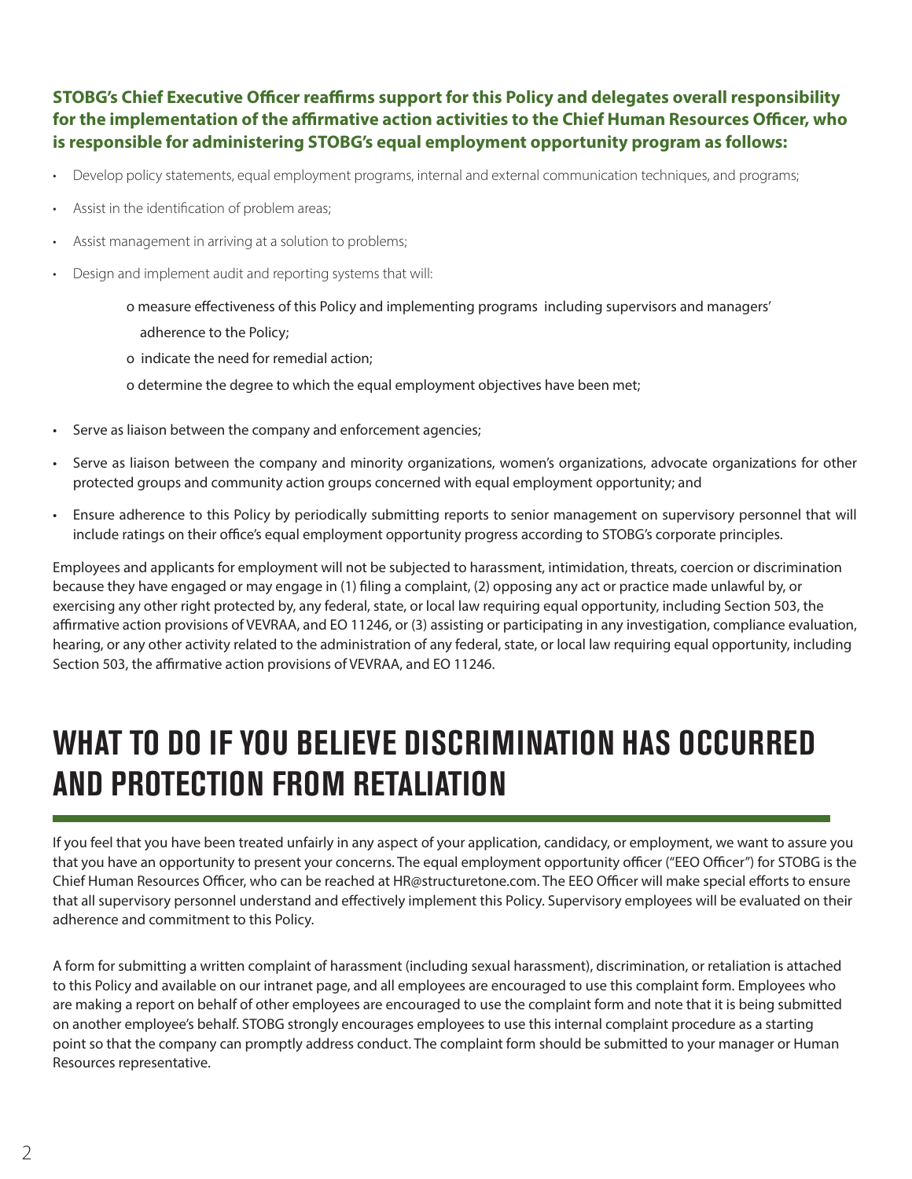**STOBG's Chief Executive Officer reaffirms support for this Policy and delegates overall responsibility for the implementation of the affirmative action activities to the Chief Human Resources Officer, who is responsible for administering STOBG's equal employment opportunity program as follows:**

- Develop policy statements, equal employment programs, internal and external communication techniques, and programs;
- Assist in the identification of problem areas;
- Assist management in arriving at a solution to problems;
- Design and implement audit and reporting systems that will:
  - measure effectiveness of this Policy and implementing programs including supervisors and managers' adherence to the Policy;
  - indicate the need for remedial action;
  - determine the degree to which the equal employment objectives have been met;
- Serve as liaison between the company and enforcement agencies;
- Serve as liaison between the company and minority organizations, women's organizations, advocate organizations for other protected groups and community action groups concerned with equal employment opportunity; and
- Ensure adherence to this Policy by periodically submitting reports to senior management on supervisory personnel that will include ratings on their office's equal employment opportunity progress according to STOBG's corporate principles.

Employees and applicants for employment will not be subjected to harassment, intimidation, threats, coercion or discrimination because they have engaged or may engage in (1) filing a complaint, (2) opposing any act or practice made unlawful by, or exercising any other right protected by, any federal, state, or local law requiring equal opportunity, including Section 503, the affirmative action provisions of VEVRAA, and EO 11246, or (3) assisting or participating in any investigation, compliance evaluation, hearing, or any other activity related to the administration of any federal, state, or local law requiring equal opportunity, including Section 503, the affirmative action provisions of VEVRAA, and EO 11246.

# WHAT TO DO IF YOU BELIEVE DISCRIMINATION HAS OCCURRED AND PROTECTION FROM RETALIATION

If you feel that you have been treated unfairly in any aspect of your application, candidacy, or employment, we want to assure you that you have an opportunity to present your concerns. The equal employment opportunity officer ("EEO Officer") for STOBG is the Chief Human Resources Officer, who can be reached at HR@structuretone.com. The EEO Officer will make special efforts to ensure that all supervisory personnel understand and effectively implement this Policy. Supervisory employees will be evaluated on their adherence and commitment to this Policy.

A form for submitting a written complaint of harassment (including sexual harassment), discrimination, or retaliation is attached to this Policy and available on our intranet page, and all employees are encouraged to use this complaint form. Employees who are making a report on behalf of other employees are encouraged to use the complaint form and note that it is being submitted on another employee's behalf. STOBG strongly encourages employees to use this internal complaint procedure as a starting point so that the company can promptly address conduct. The complaint form should be submitted to your manager or Human Resources representative.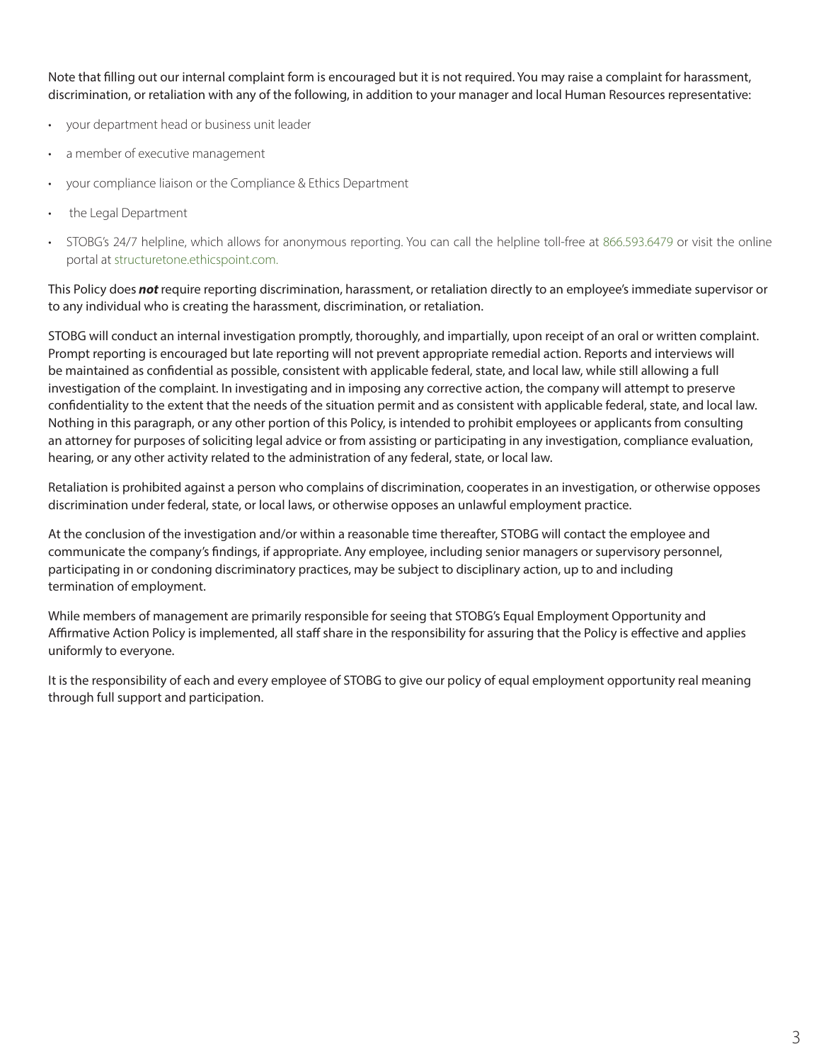Note that filling out our internal complaint form is encouraged but it is not required. You may raise a complaint for harassment, discrimination, or retaliation with any of the following, in addition to your manager and local Human Resources representative:

- your department head or business unit leader
- a member of executive management
- your compliance liaison or the Compliance & Ethics Department
- the Legal Department
- STOBG's 24/7 helpline, which allows for anonymous reporting. You can call the helpline toll-free at 866.593.6479 or visit the online portal at structuretone.ethicspoint.com.

This Policy does ***not*** require reporting discrimination, harassment, or retaliation directly to an employee's immediate supervisor or to any individual who is creating the harassment, discrimination, or retaliation.

STOBG will conduct an internal investigation promptly, thoroughly, and impartially, upon receipt of an oral or written complaint. Prompt reporting is encouraged but late reporting will not prevent appropriate remedial action. Reports and interviews will be maintained as confidential as possible, consistent with applicable federal, state, and local law, while still allowing a full investigation of the complaint. In investigating and in imposing any corrective action, the company will attempt to preserve confidentiality to the extent that the needs of the situation permit and as consistent with applicable federal, state, and local law. Nothing in this paragraph, or any other portion of this Policy, is intended to prohibit employees or applicants from consulting an attorney for purposes of soliciting legal advice or from assisting or participating in any investigation, compliance evaluation, hearing, or any other activity related to the administration of any federal, state, or local law.

Retaliation is prohibited against a person who complains of discrimination, cooperates in an investigation, or otherwise opposes discrimination under federal, state, or local laws, or otherwise opposes an unlawful employment practice.

At the conclusion of the investigation and/or within a reasonable time thereafter, STOBG will contact the employee and communicate the company's findings, if appropriate. Any employee, including senior managers or supervisory personnel, participating in or condoning discriminatory practices, may be subject to disciplinary action, up to and including termination of employment.

While members of management are primarily responsible for seeing that STOBG's Equal Employment Opportunity and Affirmative Action Policy is implemented, all staff share in the responsibility for assuring that the Policy is effective and applies uniformly to everyone.

It is the responsibility of each and every employee of STOBG to give our policy of equal employment opportunity real meaning through full support and participation.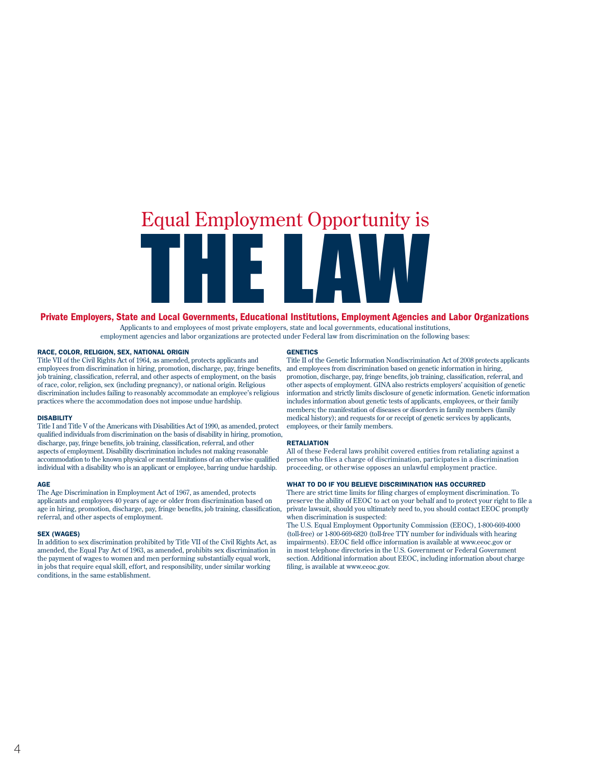# Equal Employment Opportunity is THE LAW

## Private Employers, State and Local Governments, Educational Institutions, Employment Agencies and Labor Organizations

Applicants to and employees of most private employers, state and local governments, educational institutions, employment agencies and labor organizations are protected under Federal law from discrimination on the following bases:

### RACE, COLOR, RELIGION, SEX, NATIONAL ORIGIN

Title VII of the Civil Rights Act of 1964, as amended, protects applicants and employees from discrimination in hiring, promotion, discharge, pay, fringe benefits, job training, classification, referral, and other aspects of employment, on the basis of race, color, religion, sex (including pregnancy), or national origin. Religious discrimination includes failing to reasonably accommodate an employee's religious practices where the accommodation does not impose undue hardship.

### DISABILITY

Title I and Title V of the Americans with Disabilities Act of 1990, as amended, protect qualified individuals from discrimination on the basis of disability in hiring, promotion, discharge, pay, fringe benefits, job training, classification, referral, and other aspects of employment. Disability discrimination includes not making reasonable accommodation to the known physical or mental limitations of an otherwise qualified individual with a disability who is an applicant or employee, barring undue hardship.

### AGE

The Age Discrimination in Employment Act of 1967, as amended, protects applicants and employees 40 years of age or older from discrimination based on age in hiring, promotion, discharge, pay, fringe benefits, job training, classification, referral, and other aspects of employment.

### SEX (WAGES)

In addition to sex discrimination prohibited by Title VII of the Civil Rights Act, as amended, the Equal Pay Act of 1963, as amended, prohibits sex discrimination in the payment of wages to women and men performing substantially equal work, in jobs that require equal skill, effort, and responsibility, under similar working conditions, in the same establishment.

### GENETICS

Title II of the Genetic Information Nondiscrimination Act of 2008 protects applicants and employees from discrimination based on genetic information in hiring, promotion, discharge, pay, fringe benefits, job training, classification, referral, and other aspects of employment. GINA also restricts employers' acquisition of genetic information and strictly limits disclosure of genetic information. Genetic information includes information about genetic tests of applicants, employees, or their family members; the manifestation of diseases or disorders in family members (family medical history); and requests for or receipt of genetic services by applicants, employees, or their family members.

### RETALIATION

All of these Federal laws prohibit covered entities from retaliating against a person who files a charge of discrimination, participates in a discrimination proceeding, or otherwise opposes an unlawful employment practice.

### WHAT TO DO IF YOU BELIEVE DISCRIMINATION HAS OCCURRED

There are strict time limits for filing charges of employment discrimination. To preserve the ability of EEOC to act on your behalf and to protect your right to file a private lawsuit, should you ultimately need to, you should contact EEOC promptly when discrimination is suspected:

The U.S. Equal Employment Opportunity Commission (EEOC), 1-800-669-4000 (toll-free) or 1-800-669-6820 (toll-free TTY number for individuals with hearing impairments). EEOC field office information is available at www.eeoc.gov or in most telephone directories in the U.S. Government or Federal Government section. Additional information about EEOC, including information about charge filing, is available at www.eeoc.gov.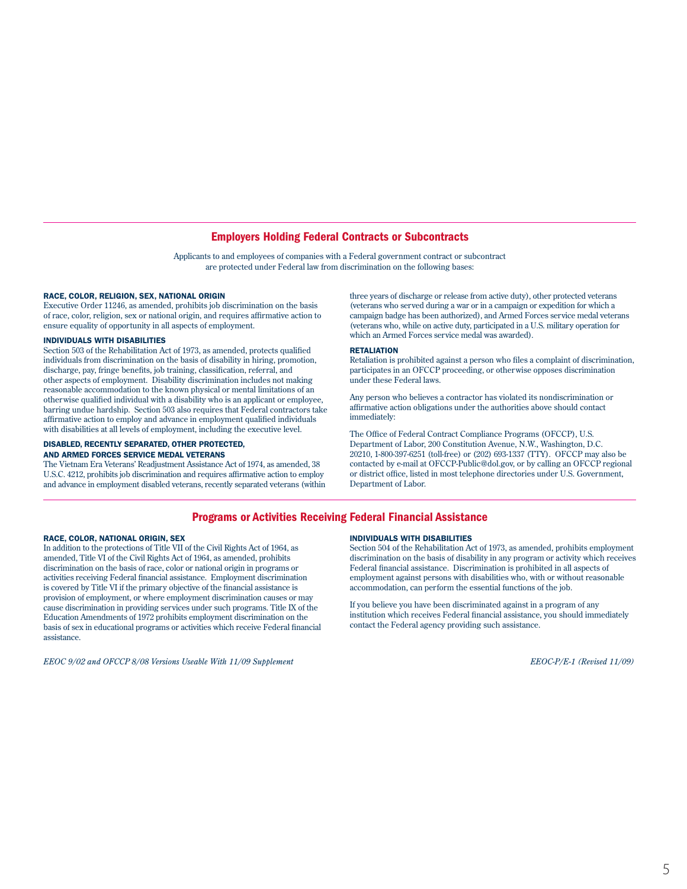## Employers Holding Federal Contracts or Subcontracts

Applicants to and employees of companies with a Federal government contract or subcontract are protected under Federal law from discrimination on the following bases:

### RACE, COLOR, RELIGION, SEX, NATIONAL ORIGIN

Executive Order 11246, as amended, prohibits job discrimination on the basis of race, color, religion, sex or national origin, and requires affirmative action to ensure equality of opportunity in all aspects of employment.

### INDIVIDUALS WITH DISABILITIES

Section 503 of the Rehabilitation Act of 1973, as amended, protects qualified individuals from discrimination on the basis of disability in hiring, promotion, discharge, pay, fringe benefits, job training, classification, referral, and other aspects of employment. Disability discrimination includes not making reasonable accommodation to the known physical or mental limitations of an otherwise qualified individual with a disability who is an applicant or employee, barring undue hardship. Section 503 also requires that Federal contractors take affirmative action to employ and advance in employment qualified individuals with disabilities at all levels of employment, including the executive level.

### DISABLED, RECENTLY SEPARATED, OTHER PROTECTED, AND ARMED FORCES SERVICE MEDAL VETERANS

The Vietnam Era Veterans' Readjustment Assistance Act of 1974, as amended, 38 U.S.C. 4212, prohibits job discrimination and requires affirmative action to employ and advance in employment disabled veterans, recently separated veterans (within three years of discharge or release from active duty), other protected veterans (veterans who served during a war or in a campaign or expedition for which a campaign badge has been authorized), and Armed Forces service medal veterans (veterans who, while on active duty, participated in a U.S. military operation for which an Armed Forces service medal was awarded).

### RETALIATION

Retaliation is prohibited against a person who files a complaint of discrimination, participates in an OFCCP proceeding, or otherwise opposes discrimination under these Federal laws.

Any person who believes a contractor has violated its nondiscrimination or affirmative action obligations under the authorities above should contact immediately:

The Office of Federal Contract Compliance Programs (OFCCP), U.S. Department of Labor, 200 Constitution Avenue, N.W., Washington, D.C. 20210, 1-800-397-6251 (toll-free) or (202) 693-1337 (TTY). OFCCP may also be contacted by e-mail at OFCCP-Public@dol.gov, or by calling an OFCCP regional or district office, listed in most telephone directories under U.S. Government, Department of Labor.

## Programs or Activities Receiving Federal Financial Assistance

### RACE, COLOR, NATIONAL ORIGIN, SEX

In addition to the protections of Title VII of the Civil Rights Act of 1964, as amended, Title VI of the Civil Rights Act of 1964, as amended, prohibits discrimination on the basis of race, color or national origin in programs or activities receiving Federal financial assistance. Employment discrimination is covered by Title VI if the primary objective of the financial assistance is provision of employment, or where employment discrimination causes or may cause discrimination in providing services under such programs. Title IX of the Education Amendments of 1972 prohibits employment discrimination on the basis of sex in educational programs or activities which receive Federal financial assistance.

### INDIVIDUALS WITH DISABILITIES

Section 504 of the Rehabilitation Act of 1973, as amended, prohibits employment discrimination on the basis of disability in any program or activity which receives Federal financial assistance. Discrimination is prohibited in all aspects of employment against persons with disabilities who, with or without reasonable accommodation, can perform the essential functions of the job.

If you believe you have been discriminated against in a program of any institution which receives Federal financial assistance, you should immediately contact the Federal agency providing such assistance.

*EEOC 9/02 and OFCCP 8/08 Versions Useable With 11/09 Supplement*

*EEOC-P/E-1 (Revised 11/09)*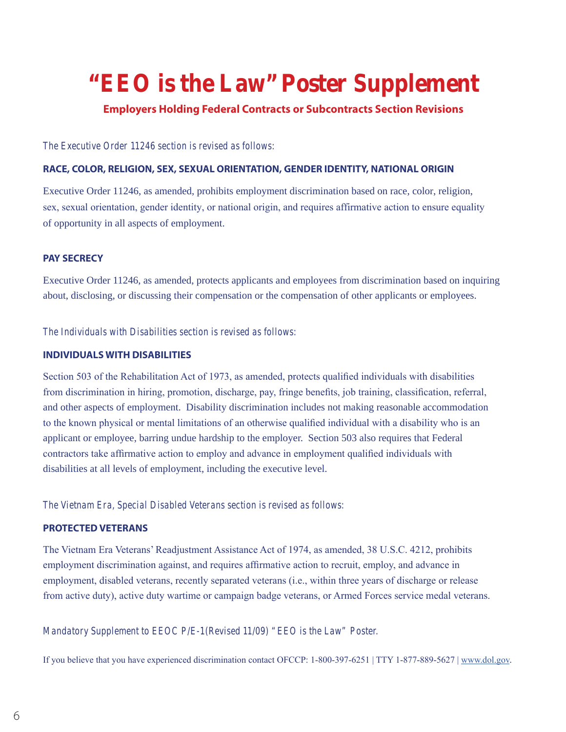# "EEO is the Law" Poster Supplement

## Employers Holding Federal Contracts or Subcontracts Section Revisions

*The Executive Order 11246 section is revised as follows:*

### RACE, COLOR, RELIGION, SEX, SEXUAL ORIENTATION, GENDER IDENTITY, NATIONAL ORIGIN

Executive Order 11246, as amended, prohibits employment discrimination based on race, color, religion, sex, sexual orientation, gender identity, or national origin, and requires affirmative action to ensure equality of opportunity in all aspects of employment.

### PAY SECRECY

Executive Order 11246, as amended, protects applicants and employees from discrimination based on inquiring about, disclosing, or discussing their compensation or the compensation of other applicants or employees.

*The Individuals with Disabilities section is revised as follows:*

### INDIVIDUALS WITH DISABILITIES

Section 503 of the Rehabilitation Act of 1973, as amended, protects qualified individuals with disabilities from discrimination in hiring, promotion, discharge, pay, fringe benefits, job training, classification, referral, and other aspects of employment. Disability discrimination includes not making reasonable accommodation to the known physical or mental limitations of an otherwise qualified individual with a disability who is an applicant or employee, barring undue hardship to the employer. Section 503 also requires that Federal contractors take affirmative action to employ and advance in employment qualified individuals with disabilities at all levels of employment, including the executive level.

*The Vietnam Era, Special Disabled Veterans section is revised as follows:*

### PROTECTED VETERANS

The Vietnam Era Veterans' Readjustment Assistance Act of 1974, as amended, 38 U.S.C. 4212, prohibits employment discrimination against, and requires affirmative action to recruit, employ, and advance in employment, disabled veterans, recently separated veterans (i.e., within three years of discharge or release from active duty), active duty wartime or campaign badge veterans, or Armed Forces service medal veterans.

*Mandatory Supplement to EEOC P/E-1(Revised 11/09) "EEO is the Law" Poster.*

If you believe that you have experienced discrimination contact OFCCP: 1-800-397-6251 | TTY 1-877-889-5627 | www.dol.gov.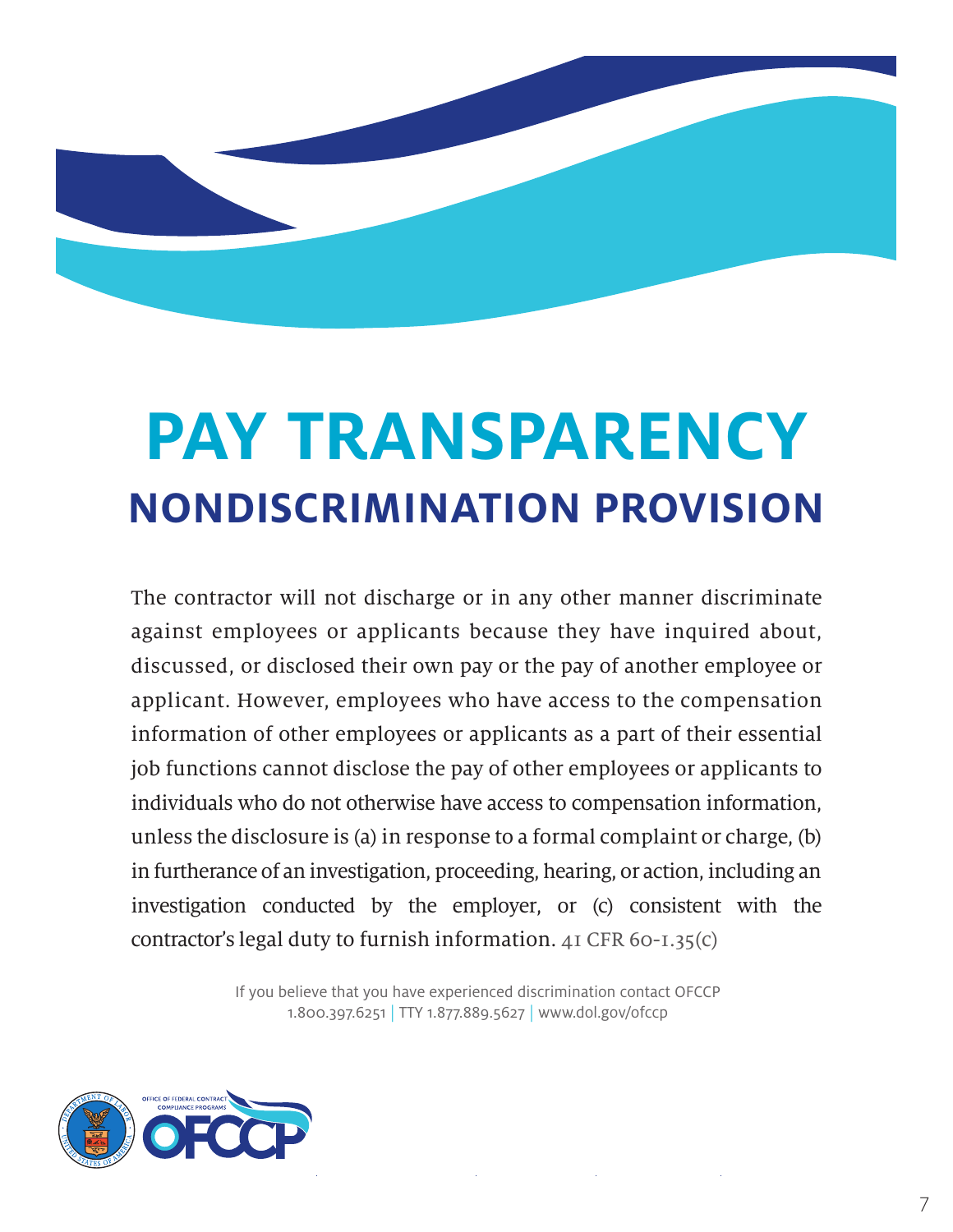# PAY TRANSPARENCY

## NONDISCRIMINATION PROVISION

The contractor will not discharge or in any other manner discriminate against employees or applicants because they have inquired about, discussed, or disclosed their own pay or the pay of another employee or applicant. However, employees who have access to the compensation information of other employees or applicants as a part of their essential job functions cannot disclose the pay of other employees or applicants to individuals who do not otherwise have access to compensation information, unless the disclosure is (a) in response to a formal complaint or charge, (b) in furtherance of an investigation, proceeding, hearing, or action, including an investigation conducted by the employer, or (c) consistent with the contractor's legal duty to furnish information. 41 CFR 60-1.35(c)

If you believe that you have experienced discrimination contact OFCCP
1.800.397.6251 | TTY 1.877.889.5627 | www.dol.gov/ofccp

OFFICE OF FEDERAL CONTRACT COMPLIANCE PROGRAMS
OFCCP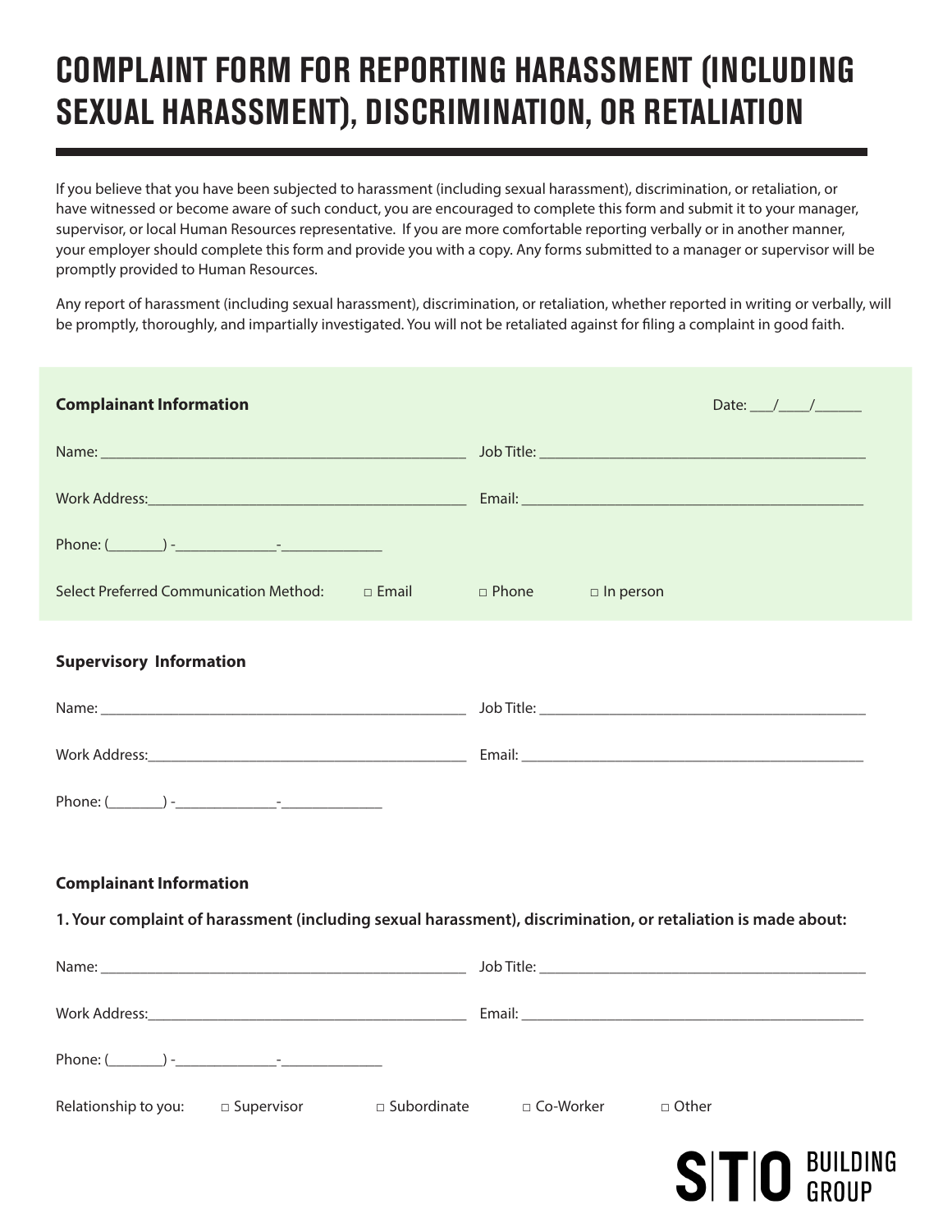# COMPLAINT FORM FOR REPORTING HARASSMENT (INCLUDING SEXUAL HARASSMENT), DISCRIMINATION, OR RETALIATION

If you believe that you have been subjected to harassment (including sexual harassment), discrimination, or retaliation, or have witnessed or become aware of such conduct, you are encouraged to complete this form and submit it to your manager, supervisor, or local Human Resources representative. If you are more comfortable reporting verbally or in another manner, your employer should complete this form and provide you with a copy. Any forms submitted to a manager or supervisor will be promptly provided to Human Resources.

Any report of harassment (including sexual harassment), discrimination, or retaliation, whether reported in writing or verbally, will be promptly, thoroughly, and impartially investigated. You will not be retaliated against for filing a complaint in good faith.

**Complainant Information** Date: ___/____/______

Name: ______________________________________________ Job Title: ________________________________________

Work Address:________________________________________ Email: ___________________________________________

Phone: (_______) -_____________-_____________

Select Preferred Communication Method: □ Email □ Phone □ In person

**Supervisory Information**

Name: ______________________________________________ Job Title: ________________________________________

Work Address:________________________________________ Email: ___________________________________________

Phone: (_______) -_____________-_____________

**Complainant Information**

**1. Your complaint of harassment (including sexual harassment), discrimination, or retaliation is made about:**

Name: ______________________________________________ Job Title: ________________________________________

Work Address:________________________________________ Email: ___________________________________________

Phone: (_______) -_____________-_____________

Relationship to you: □ Supervisor □ Subordinate □ Co-Worker □ Other

STO BUILDING GROUP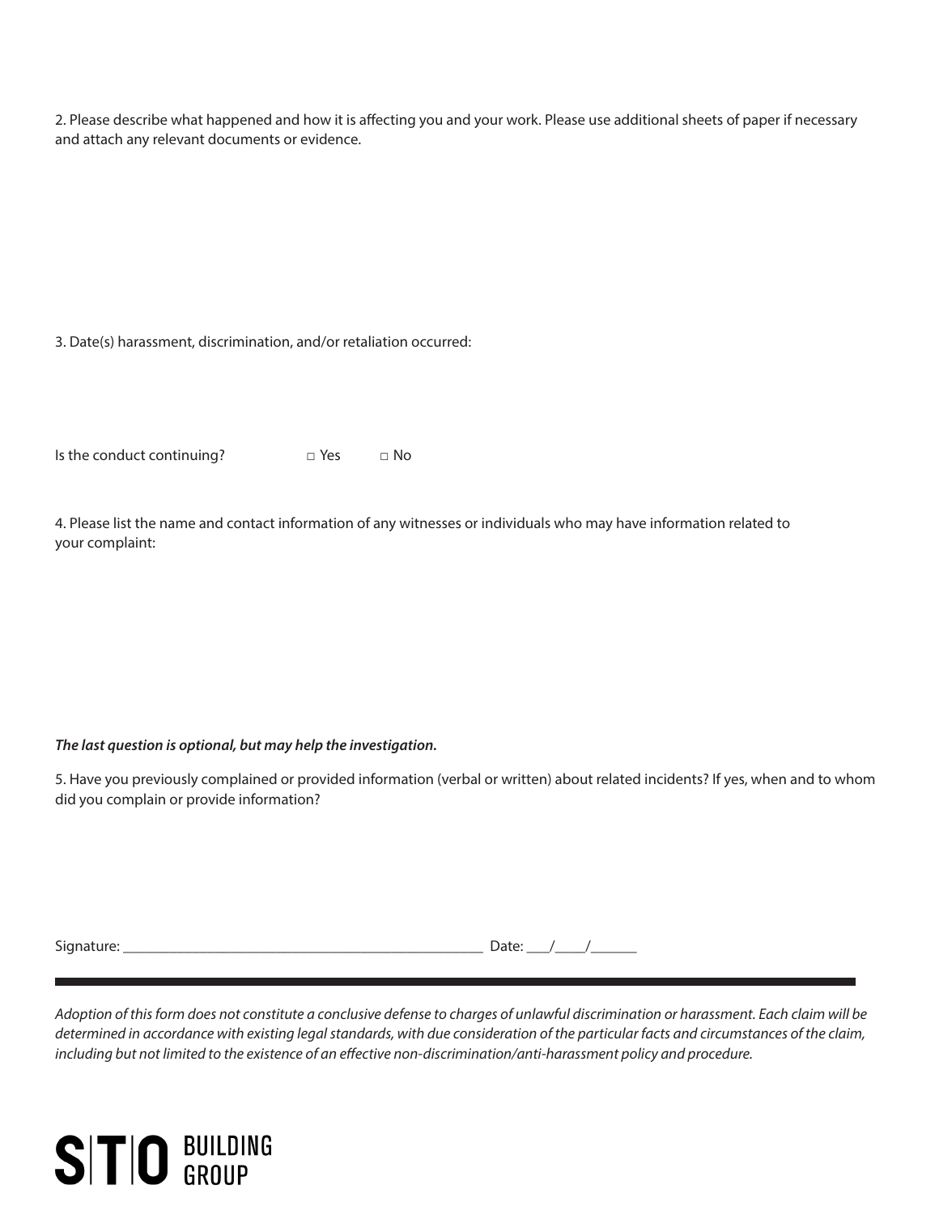2. Please describe what happened and how it is affecting you and your work. Please use additional sheets of paper if necessary and attach any relevant documents or evidence.

3. Date(s) harassment, discrimination, and/or retaliation occurred:

Is the conduct continuing? □ Yes □ No

4. Please list the name and contact information of any witnesses or individuals who may have information related to your complaint:

***The last question is optional, but may help the investigation.***

5. Have you previously complained or provided information (verbal or written) about related incidents? If yes, when and to whom did you complain or provide information?

Signature: ______________________________________________ Date: ___/____/______

---

*Adoption of this form does not constitute a conclusive defense to charges of unlawful discrimination or harassment. Each claim will be determined in accordance with existing legal standards, with due consideration of the particular facts and circumstances of the claim, including but not limited to the existence of an effective non-discrimination/anti-harassment policy and procedure.*

STO BUILDING GROUP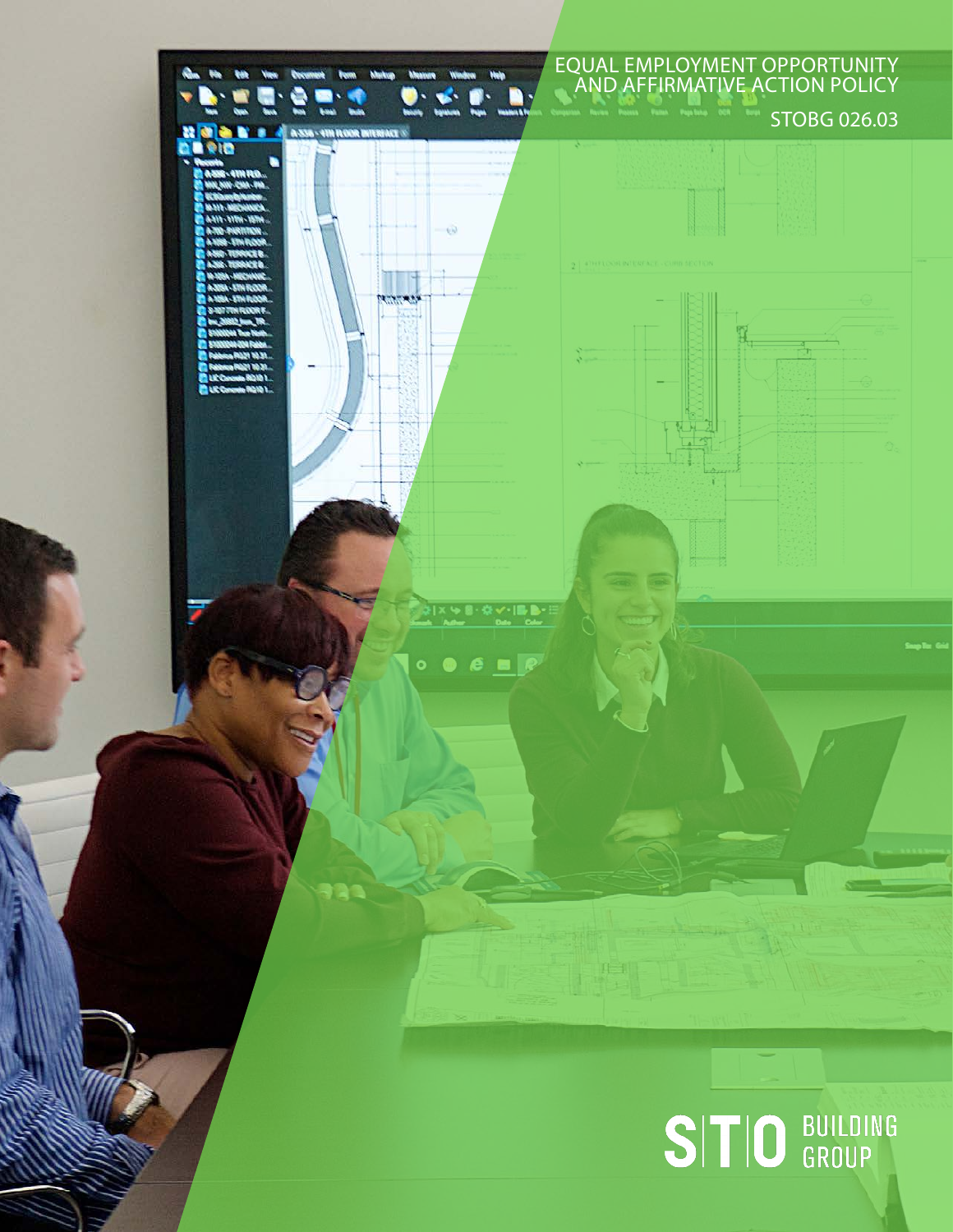EQUAL EMPLOYMENT OPPORTUNITY AND AFFIRMATIVE ACTION POLICY

STOBG 026.03

STO BUILDING GROUP